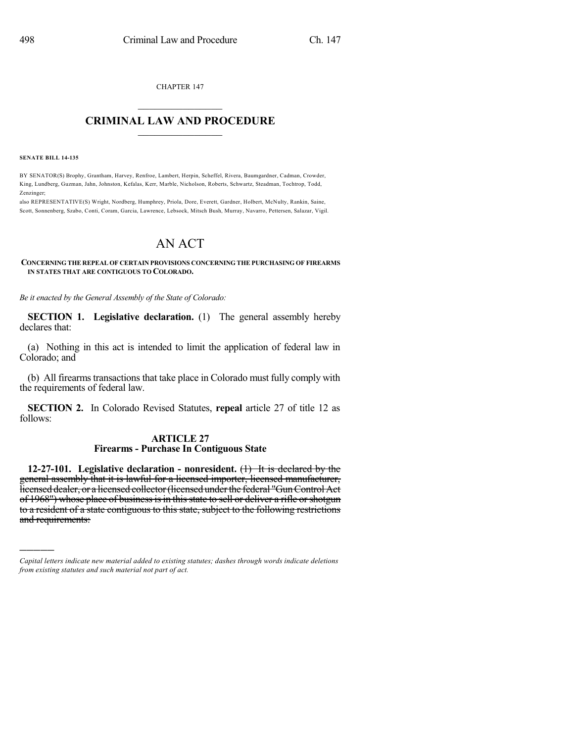CHAPTER 147

# CRIMINAL LAW AND PROCEDURE

**SENATE BILL 14-135**

BY SENATOR(S) Brophy, Grantham, Harvey, Renfroe, Lambert, Herpin, Scheffel, Rivera, Baumgardner, Cadman, Crowder, King, Lundberg, Guzman, Jahn, Johnston, Kefalas, Kerr, Marble, Nicholson, Roberts, Schwartz, Steadman, Tochtrop, Todd, Zenzinger;

also REPRESENTATIVE(S) Wright, Nordberg, Humphrey, Priola, Dore, Everett, Gardner, Holbert, McNulty, Rankin, Saine, Scott, Sonnenberg, Szabo, Conti, Coram, Garcia, Lawrence, Lebsock, Mitsch Bush, Murray, Navarro, Pettersen, Salazar, Vigil.

# AN ACT

**CONCERNING THE REPEAL OF CERTAIN PROVISIONS CONCERNING THE PURCHASING OF FIREARMS IN STATES THAT ARE CONTIGUOUS TO COLORADO.**

*Be it enacted by the General Assembly of the State of Colorado:*

**SECTION 1. Legislative declaration.** (1) The general assembly hereby declares that:

(a) Nothing in this act is intended to limit the application of federal law in Colorado; and

(b) All firearms transactions that take place in Colorado must fully comply with the requirements of federal law.

**SECTION 2.** In Colorado Revised Statutes, **repeal** article 27 of title 12 as follows:

## ARTICLE 27
## Firearms - Purchase In Contiguous State

**12-27-101. Legislative declaration - nonresident.** ~~(1) It is declared by the general assembly that it is lawful for a licensed importer, licensed manufacturer, licensed dealer, or a licensed collector (licensed under the federal "Gun Control Act of 1968") whose place of business is in this state to sell or deliver a rifle or shotgun to a resident of a state contiguous to this state, subject to the following restrictions and requirements:~~

---

*Capital letters indicate new material added to existing statutes; dashes through words indicate deletions from existing statutes and such material not part of act.*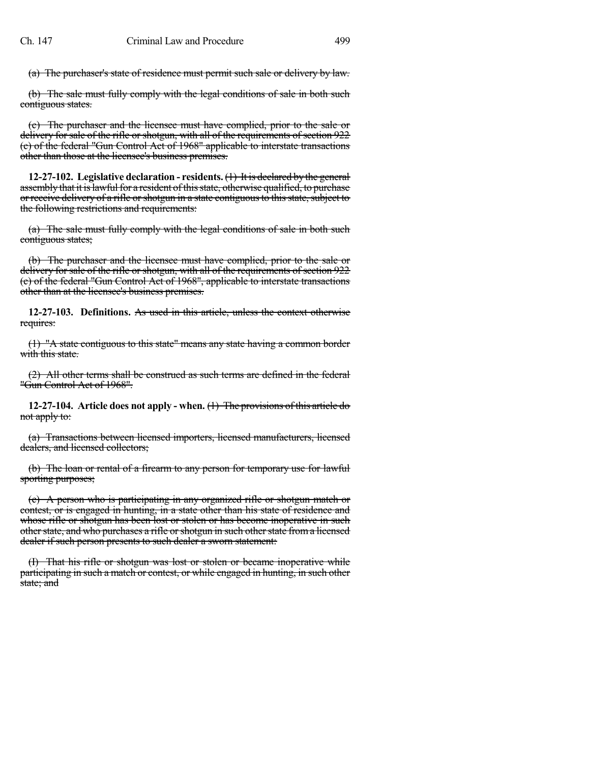~~(a) The purchaser's state of residence must permit such sale or delivery by law.~~

~~(b) The sale must fully comply with the legal conditions of sale in both such contiguous states.~~

~~(c) The purchaser and the licensee must have complied, prior to the sale or delivery for sale of the rifle or shotgun, with all of the requirements of section 922 (c) of the federal "Gun Control Act of 1968" applicable to interstate transactions other than those at the licensee's business premises.~~

**12-27-102. Legislative declaration - residents.** ~~(1) It is declared by the general assembly that it is lawful for a resident of this state, otherwise qualified, to purchase or receive delivery of a rifle or shotgun in a state contiguous to this state, subject to the following restrictions and requirements:~~

~~(a) The sale must fully comply with the legal conditions of sale in both such contiguous states;~~

~~(b) The purchaser and the licensee must have complied, prior to the sale or delivery for sale of the rifle or shotgun, with all of the requirements of section 922 (c) of the federal "Gun Control Act of 1968", applicable to interstate transactions other than at the licensee's business premises.~~

**12-27-103. Definitions.** ~~As used in this article, unless the context otherwise requires:~~

~~(1) "A state contiguous to this state" means any state having a common border with this state.~~

~~(2) All other terms shall be construed as such terms are defined in the federal "Gun Control Act of 1968".~~

**12-27-104. Article does not apply - when.** ~~(1) The provisions of this article do not apply to:~~

~~(a) Transactions between licensed importers, licensed manufacturers, licensed dealers, and licensed collectors;~~

~~(b) The loan or rental of a firearm to any person for temporary use for lawful sporting purposes;~~

~~(c) A person who is participating in any organized rifle or shotgun match or contest, or is engaged in hunting, in a state other than his state of residence and whose rifle or shotgun has been lost or stolen or has become inoperative in such other state, and who purchases a rifle or shotgun in such other state from a licensed dealer if such person presents to such dealer a sworn statement:~~

~~(I) That his rifle or shotgun was lost or stolen or became inoperative while participating in such a match or contest, or while engaged in hunting, in such other state; and~~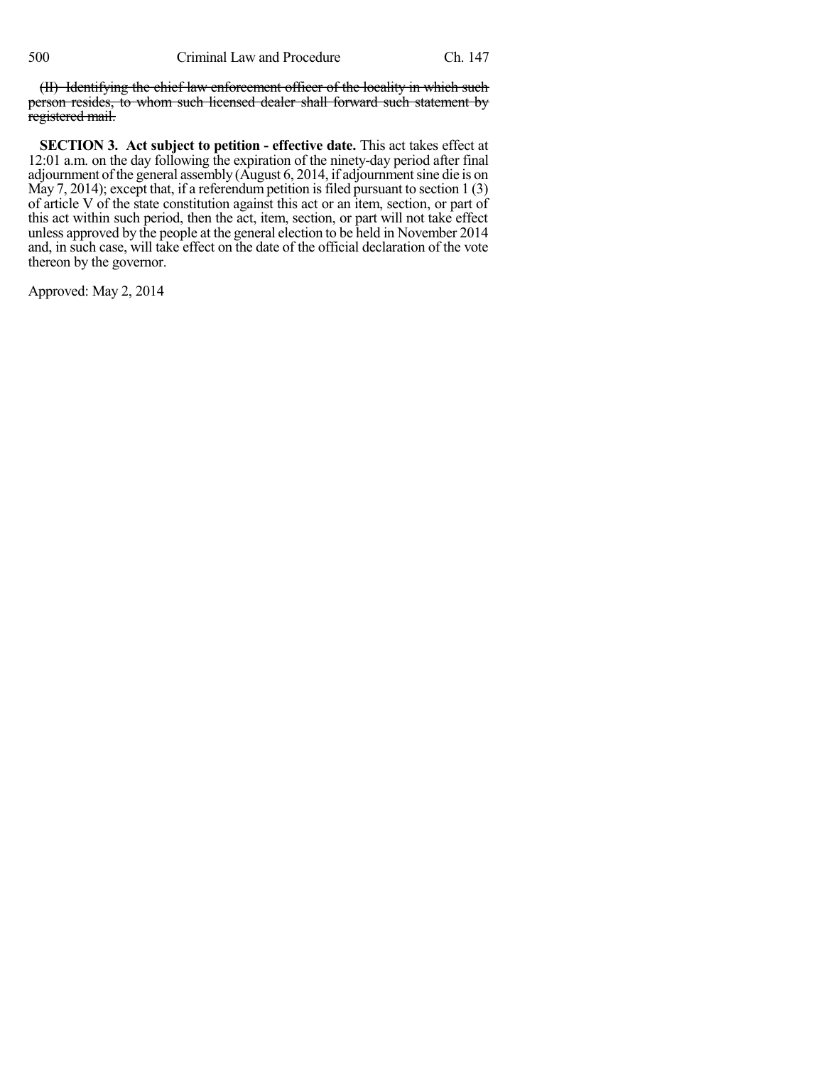~~(II) Identifying the chief law enforcement officer of the locality in which such person resides, to whom such licensed dealer shall forward such statement by registered mail.~~

**SECTION 3. Act subject to petition - effective date.** This act takes effect at 12:01 a.m. on the day following the expiration of the ninety-day period after final adjournment of the general assembly (August 6, 2014, if adjournment sine die is on May 7, 2014); except that, if a referendum petition is filed pursuant to section 1 (3) of article V of the state constitution against this act or an item, section, or part of this act within such period, then the act, item, section, or part will not take effect unless approved by the people at the general election to be held in November 2014 and, in such case, will take effect on the date of the official declaration of the vote thereon by the governor.

Approved: May 2, 2014